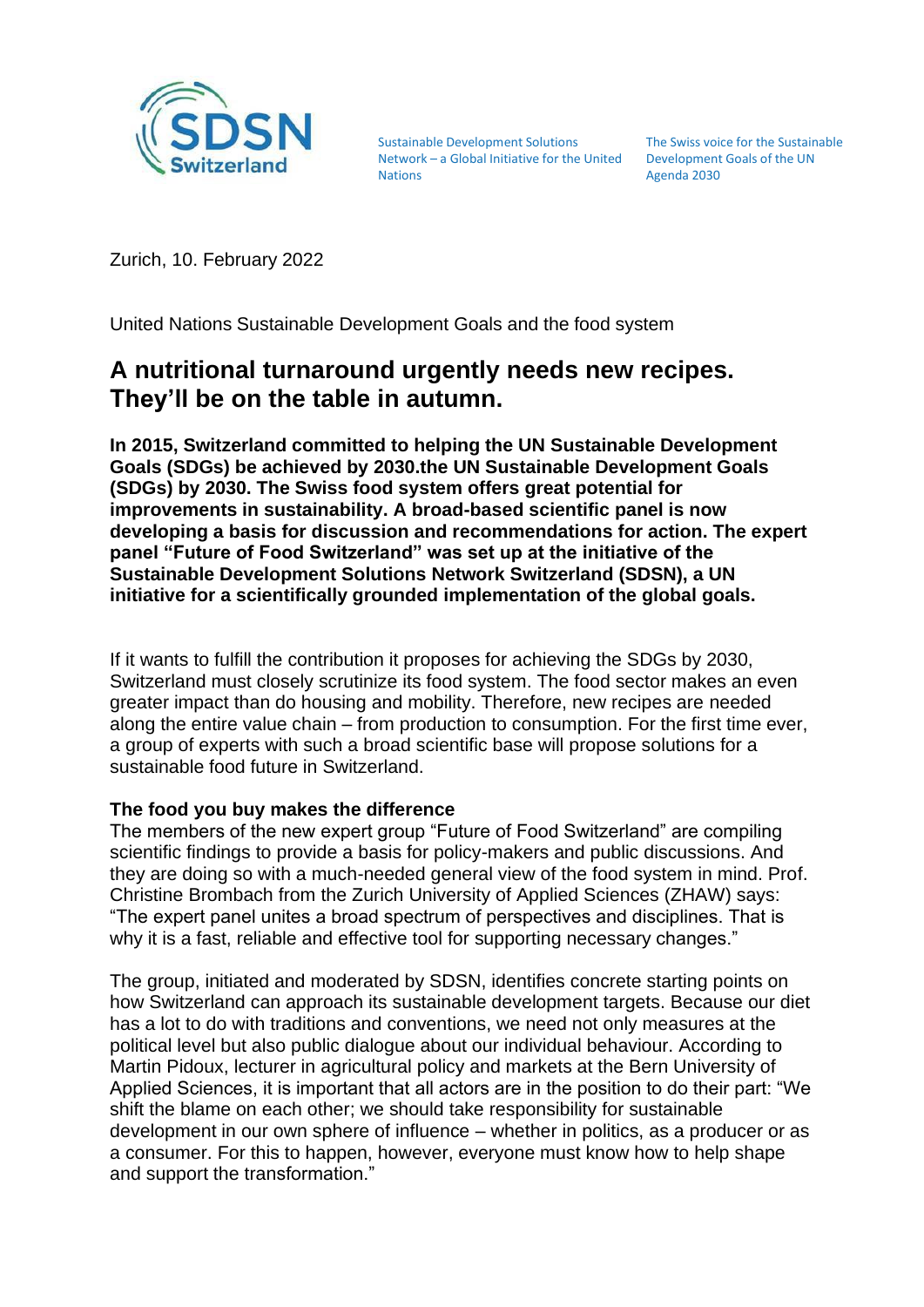Sustainable Development Solutions Network – a Global Initiative for the United Nations

The Swiss voice for the Sustainable Development Goals of the UN Agenda 2030

Zurich, 10. February 2022

United Nations Sustainable Development Goals and the food system

# A nutritional turnaround urgently needs new recipes. They'll be on the table in autumn.

**In 2015, Switzerland committed to helping the UN Sustainable Development Goals (SDGs) be achieved by 2030.the UN Sustainable Development Goals (SDGs) by 2030. The Swiss food system offers great potential for improvements in sustainability. A broad-based scientific panel is now developing a basis for discussion and recommendations for action. The expert panel "Future of Food Switzerland" was set up at the initiative of the Sustainable Development Solutions Network Switzerland (SDSN), a UN initiative for a scientifically grounded implementation of the global goals.**

If it wants to fulfill the contribution it proposes for achieving the SDGs by 2030, Switzerland must closely scrutinize its food system. The food sector makes an even greater impact than do housing and mobility. Therefore, new recipes are needed along the entire value chain – from production to consumption. For the first time ever, a group of experts with such a broad scientific base will propose solutions for a sustainable food future in Switzerland.

**The food you buy makes the difference**

The members of the new expert group "Future of Food Switzerland" are compiling scientific findings to provide a basis for policy-makers and public discussions. And they are doing so with a much-needed general view of the food system in mind. Prof. Christine Brombach from the Zurich University of Applied Sciences (ZHAW) says: "The expert panel unites a broad spectrum of perspectives and disciplines. That is why it is a fast, reliable and effective tool for supporting necessary changes."

The group, initiated and moderated by SDSN, identifies concrete starting points on how Switzerland can approach its sustainable development targets. Because our diet has a lot to do with traditions and conventions, we need not only measures at the political level but also public dialogue about our individual behaviour. According to Martin Pidoux, lecturer in agricultural policy and markets at the Bern University of Applied Sciences, it is important that all actors are in the position to do their part: "We shift the blame on each other; we should take responsibility for sustainable development in our own sphere of influence – whether in politics, as a producer or as a consumer. For this to happen, however, everyone must know how to help shape and support the transformation."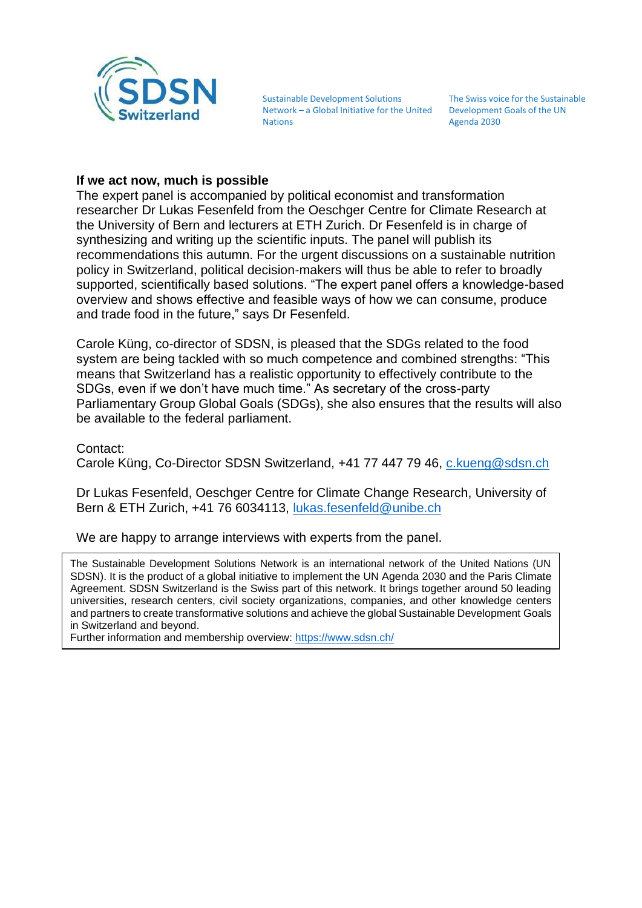### If we act now, much is possible

The expert panel is accompanied by political economist and transformation researcher Dr Lukas Fesenfeld from the Oeschger Centre for Climate Research at the University of Bern and lecturers at ETH Zurich. Dr Fesenfeld is in charge of synthesizing and writing up the scientific inputs. The panel will publish its recommendations this autumn. For the urgent discussions on a sustainable nutrition policy in Switzerland, political decision-makers will thus be able to refer to broadly supported, scientifically based solutions. "The expert panel offers a knowledge-based overview and shows effective and feasible ways of how we can consume, produce and trade food in the future," says Dr Fesenfeld.

Carole Küng, co-director of SDSN, is pleased that the SDGs related to the food system are being tackled with so much competence and combined strengths: "This means that Switzerland has a realistic opportunity to effectively contribute to the SDGs, even if we don't have much time." As secretary of the cross-party Parliamentary Group Global Goals (SDGs), she also ensures that the results will also be available to the federal parliament.

Contact:
Carole Küng, Co-Director SDSN Switzerland, +41 77 447 79 46, c.kueng@sdsn.ch

Dr Lukas Fesenfeld, Oeschger Centre for Climate Change Research, University of Bern & ETH Zurich, +41 76 6034113, lukas.fesenfeld@unibe.ch

We are happy to arrange interviews with experts from the panel.

The Sustainable Development Solutions Network is an international network of the United Nations (UN SDSN). It is the product of a global initiative to implement the UN Agenda 2030 and the Paris Climate Agreement. SDSN Switzerland is the Swiss part of this network. It brings together around 50 leading universities, research centers, civil society organizations, companies, and other knowledge centers and partners to create transformative solutions and achieve the global Sustainable Development Goals in Switzerland and beyond.
Further information and membership overview: https://www.sdsn.ch/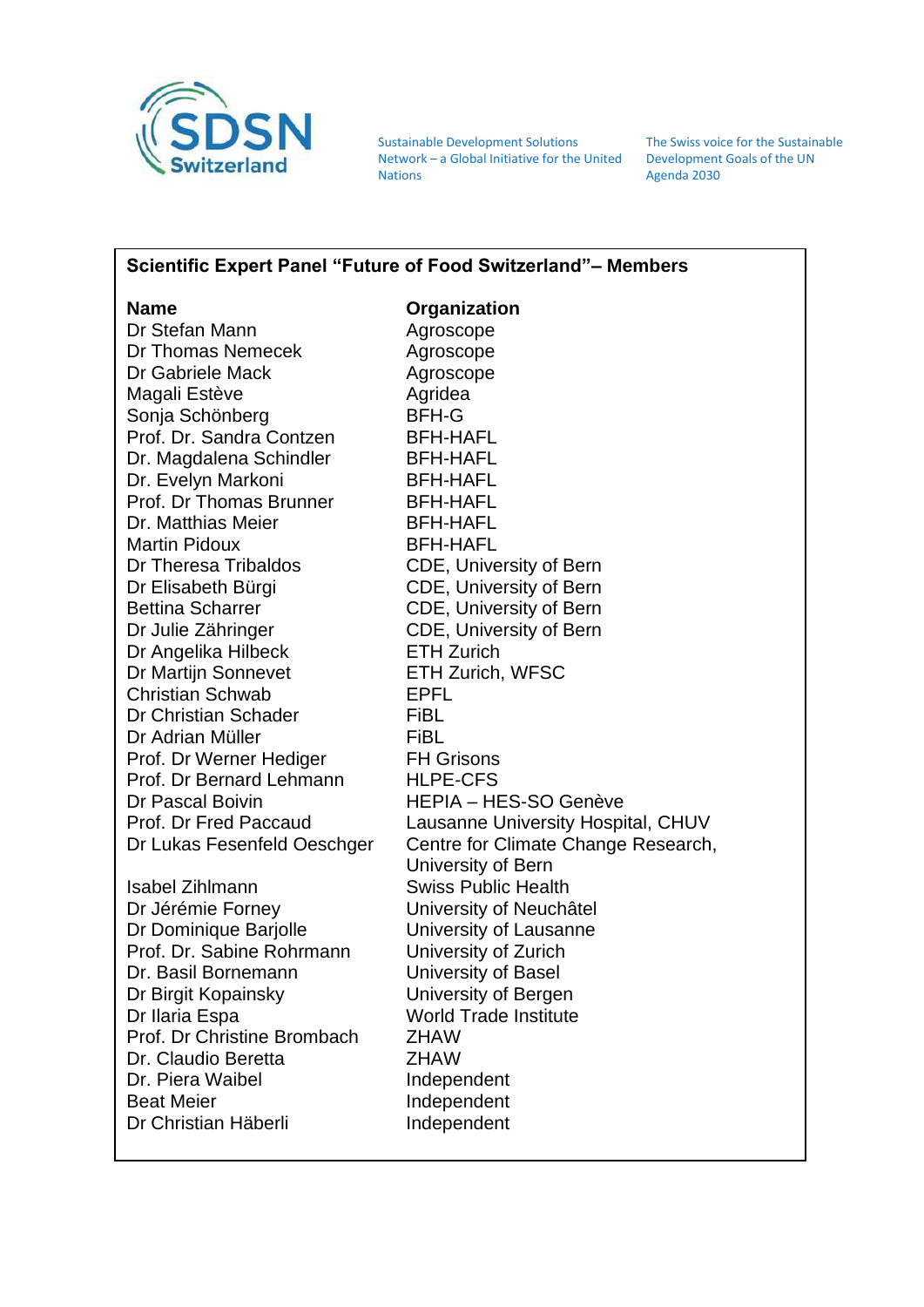Sustainable Development Solutions Network – a Global Initiative for the United Nations

The Swiss voice for the Sustainable Development Goals of the UN Agenda 2030

## Scientific Expert Panel "Future of Food Switzerland"– Members

| Name | Organization |
|---|---|
| Dr Stefan Mann | Agroscope |
| Dr Thomas Nemecek | Agroscope |
| Dr Gabriele Mack | Agroscope |
| Magali Estève | Agridea |
| Sonja Schönberg | BFH-G |
| Prof. Dr. Sandra Contzen | BFH-HAFL |
| Dr. Magdalena Schindler | BFH-HAFL |
| Dr. Evelyn Markoni | BFH-HAFL |
| Prof. Dr Thomas Brunner | BFH-HAFL |
| Dr. Matthias Meier | BFH-HAFL |
| Martin Pidoux | BFH-HAFL |
| Dr Theresa Tribaldos | CDE, University of Bern |
| Dr Elisabeth Bürgi | CDE, University of Bern |
| Bettina Scharrer | CDE, University of Bern |
| Dr Julie Zähringer | CDE, University of Bern |
| Dr Angelika Hilbeck | ETH Zurich |
| Dr Martijn Sonnevet | ETH Zurich, WFSC |
| Christian Schwab | EPFL |
| Dr Christian Schader | FiBL |
| Dr Adrian Müller | FiBL |
| Prof. Dr Werner Hediger | FH Grisons |
| Prof. Dr Bernard Lehmann | HLPE-CFS |
| Dr Pascal Boivin | HEPIA – HES-SO Genève |
| Prof. Dr Fred Paccaud | Lausanne University Hospital, CHUV |
| Dr Lukas Fesenfeld Oeschger | Centre for Climate Change Research, University of Bern |
| Isabel Zihlmann | Swiss Public Health |
| Dr Jérémie Forney | University of Neuchâtel |
| Dr Dominique Barjolle | University of Lausanne |
| Prof. Dr. Sabine Rohrmann | University of Zurich |
| Dr. Basil Bornemann | University of Basel |
| Dr Birgit Kopainsky | University of Bergen |
| Dr Ilaria Espa | World Trade Institute |
| Prof. Dr Christine Brombach | ZHAW |
| Dr. Claudio Beretta | ZHAW |
| Dr. Piera Waibel | Independent |
| Beat Meier | Independent |
| Dr Christian Häberli | Independent |